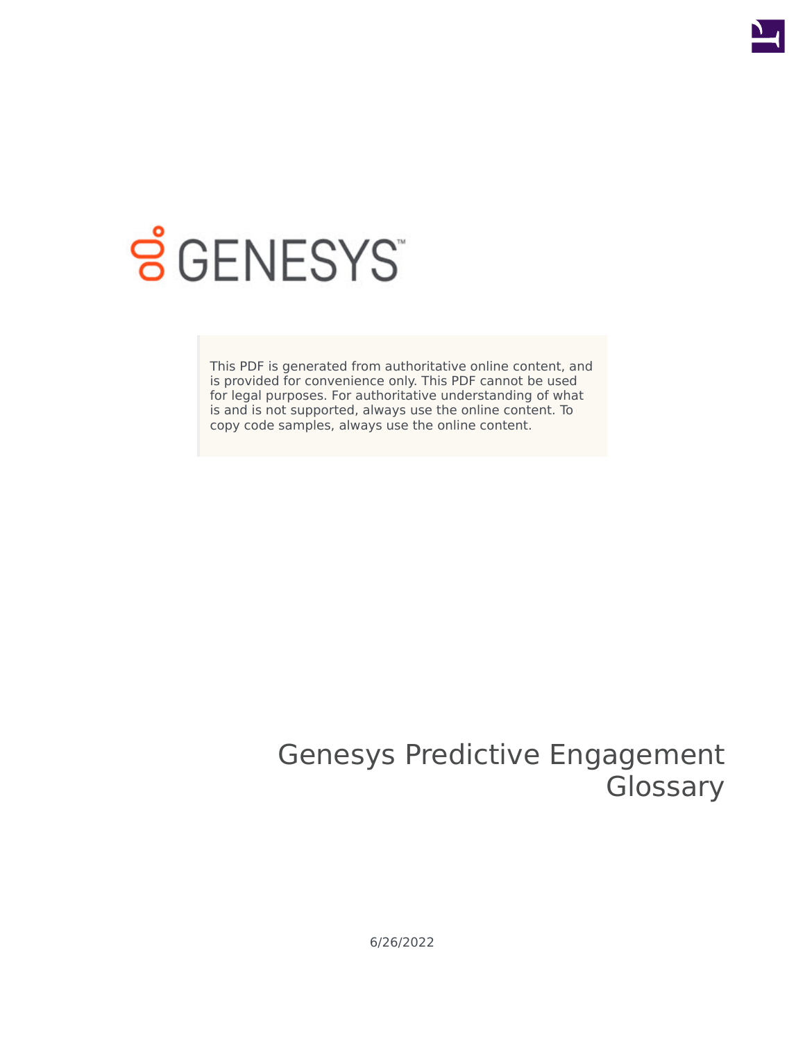GENESYS

This PDF is generated from authoritative online content, and is provided for convenience only. This PDF cannot be used for legal purposes. For authoritative understanding of what is and is not supported, always use the online content. To copy code samples, always use the online content.

# Genesys Predictive Engagement Glossary

6/26/2022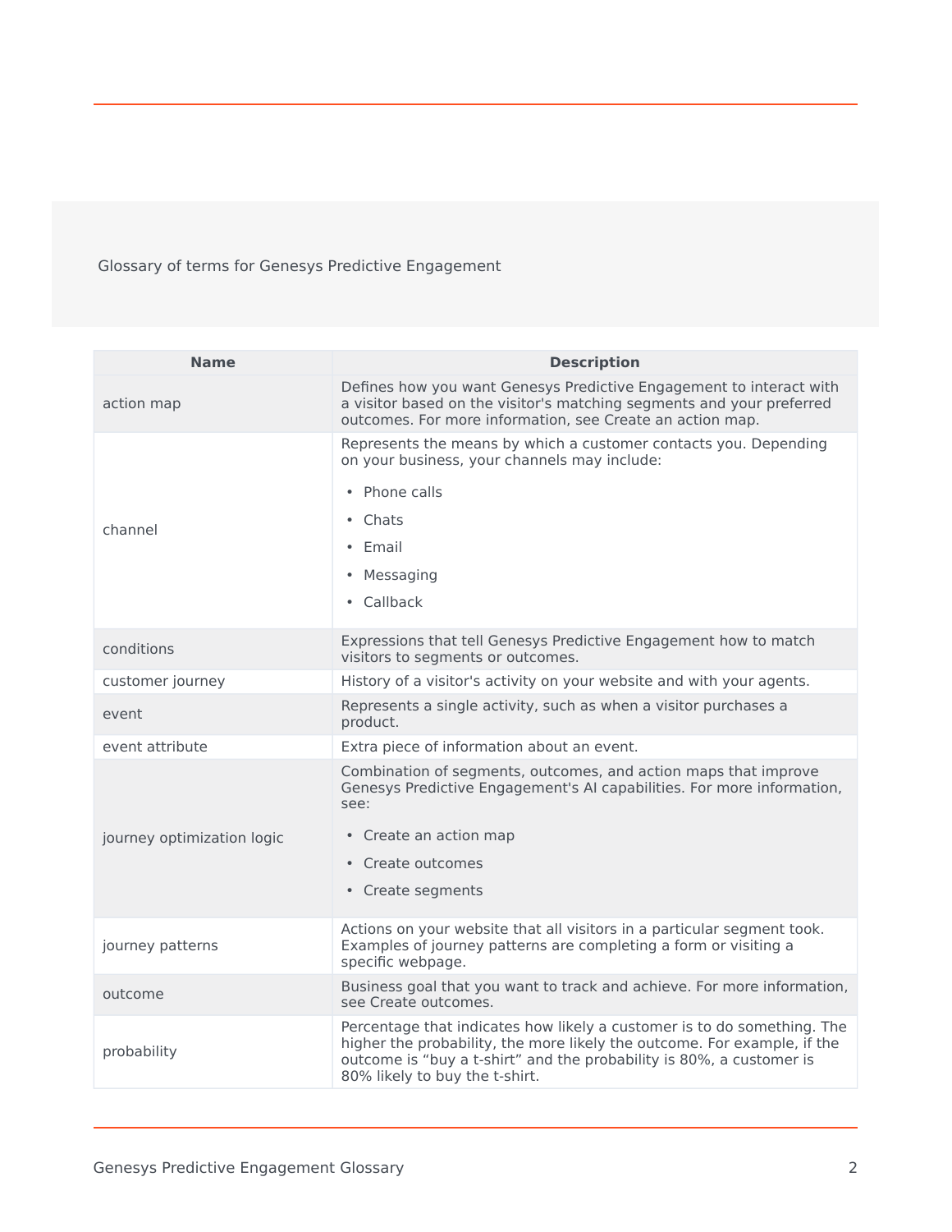Glossary of terms for Genesys Predictive Engagement

| Name | Description |
| --- | --- |
| action map | Defines how you want Genesys Predictive Engagement to interact with a visitor based on the visitor's matching segments and your preferred outcomes. For more information, see Create an action map. |
| channel | Represents the means by which a customer contacts you. Depending on your business, your channels may include:<br>• Phone calls<br>• Chats<br>• Email<br>• Messaging<br>• Callback |
| conditions | Expressions that tell Genesys Predictive Engagement how to match visitors to segments or outcomes. |
| customer journey | History of a visitor's activity on your website and with your agents. |
| event | Represents a single activity, such as when a visitor purchases a product. |
| event attribute | Extra piece of information about an event. |
| journey optimization logic | Combination of segments, outcomes, and action maps that improve Genesys Predictive Engagement's AI capabilities. For more information, see:<br>• Create an action map<br>• Create outcomes<br>• Create segments |
| journey patterns | Actions on your website that all visitors in a particular segment took. Examples of journey patterns are completing a form or visiting a specific webpage. |
| outcome | Business goal that you want to track and achieve. For more information, see Create outcomes. |
| probability | Percentage that indicates how likely a customer is to do something. The higher the probability, the more likely the outcome. For example, if the outcome is “buy a t-shirt” and the probability is 80%, a customer is 80% likely to buy the t-shirt. |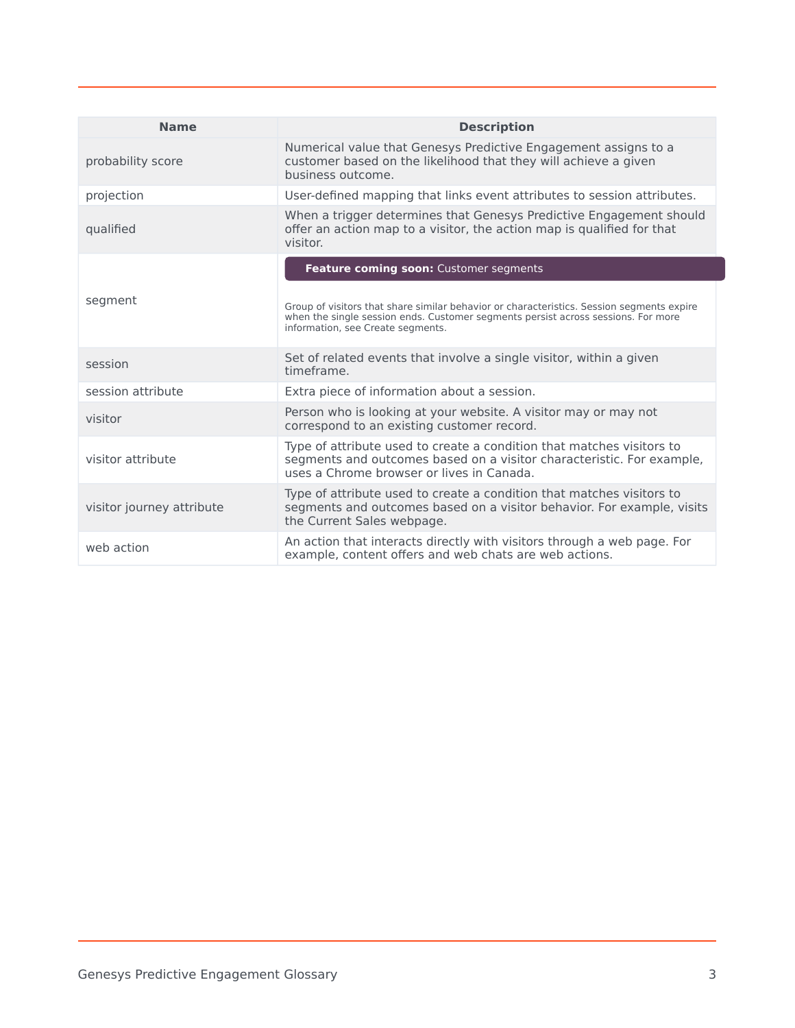| Name | Description |
| --- | --- |
| probability score | Numerical value that Genesys Predictive Engagement assigns to a customer based on the likelihood that they will achieve a given business outcome. |
| projection | User-defined mapping that links event attributes to session attributes. |
| qualified | When a trigger determines that Genesys Predictive Engagement should offer an action map to a visitor, the action map is qualified for that visitor. |
| segment | **Feature coming soon:** Customer segments<br><br>Group of visitors that share similar behavior or characteristics. Session segments expire when the single session ends. Customer segments persist across sessions. For more information, see Create segments. |
| session | Set of related events that involve a single visitor, within a given timeframe. |
| session attribute | Extra piece of information about a session. |
| visitor | Person who is looking at your website. A visitor may or may not correspond to an existing customer record. |
| visitor attribute | Type of attribute used to create a condition that matches visitors to segments and outcomes based on a visitor characteristic. For example, uses a Chrome browser or lives in Canada. |
| visitor journey attribute | Type of attribute used to create a condition that matches visitors to segments and outcomes based on a visitor behavior. For example, visits the Current Sales webpage. |
| web action | An action that interacts directly with visitors through a web page. For example, content offers and web chats are web actions. |